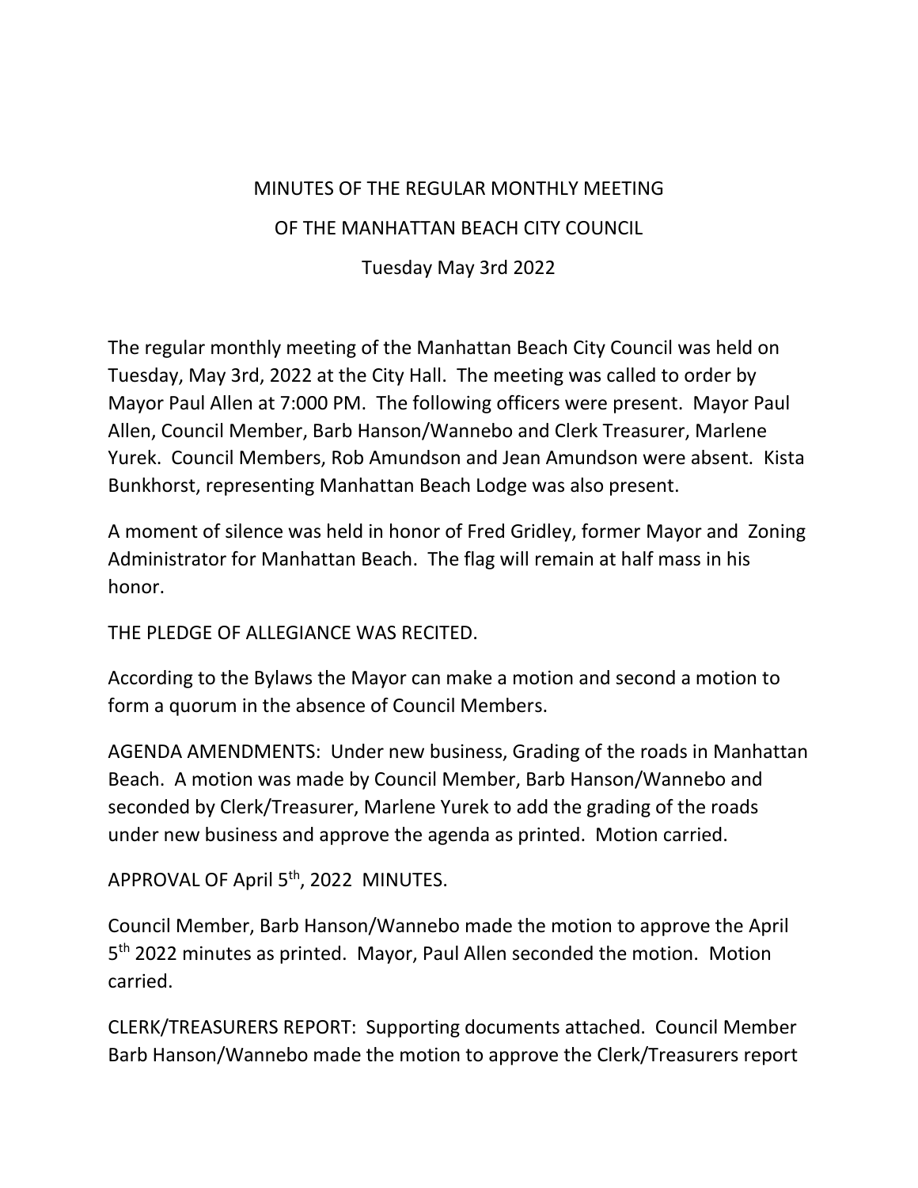MINUTES OF THE REGULAR MONTHLY MEETING

OF THE MANHATTAN BEACH CITY COUNCIL

Tuesday May 3rd 2022

The regular monthly meeting of the Manhattan Beach City Council was held on Tuesday, May 3rd, 2022 at the City Hall. The meeting was called to order by Mayor Paul Allen at 7:000 PM. The following officers were present. Mayor Paul Allen, Council Member, Barb Hanson/Wannebo and Clerk Treasurer, Marlene Yurek. Council Members, Rob Amundson and Jean Amundson were absent. Kista Bunkhorst, representing Manhattan Beach Lodge was also present.

A moment of silence was held in honor of Fred Gridley, former Mayor and Zoning Administrator for Manhattan Beach. The flag will remain at half mass in his honor.

THE PLEDGE OF ALLEGIANCE WAS RECITED.

According to the Bylaws the Mayor can make a motion and second a motion to form a quorum in the absence of Council Members.

AGENDA AMENDMENTS: Under new business, Grading of the roads in Manhattan Beach. A motion was made by Council Member, Barb Hanson/Wannebo and seconded by Clerk/Treasurer, Marlene Yurek to add the grading of the roads under new business and approve the agenda as printed. Motion carried.

APPROVAL OF April 5th, 2022 MINUTES.

Council Member, Barb Hanson/Wannebo made the motion to approve the April 5th 2022 minutes as printed. Mayor, Paul Allen seconded the motion. Motion carried.

CLERK/TREASURERS REPORT: Supporting documents attached. Council Member Barb Hanson/Wannebo made the motion to approve the Clerk/Treasurers report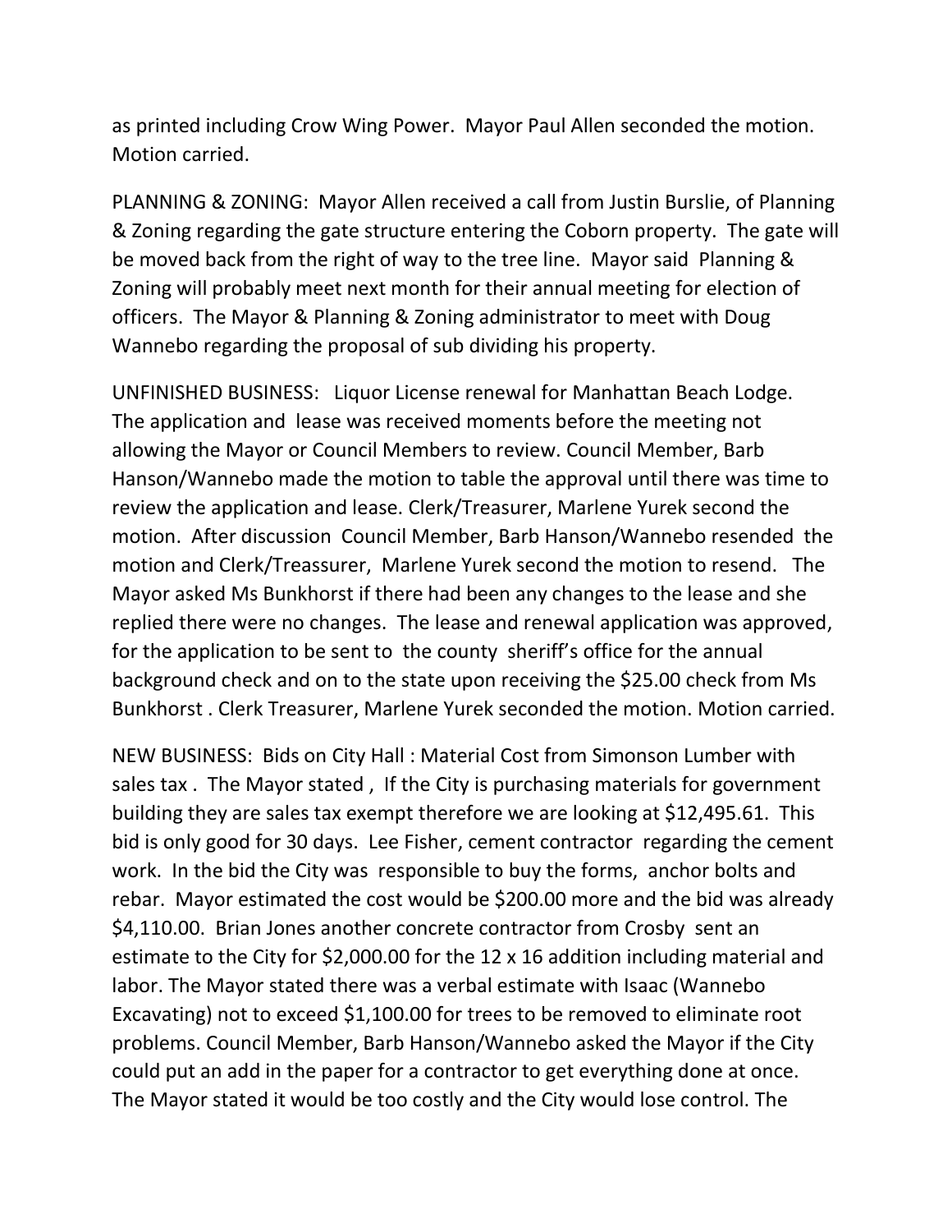as printed including Crow Wing Power. Mayor Paul Allen seconded the motion. Motion carried.

PLANNING & ZONING: Mayor Allen received a call from Justin Burslie, of Planning & Zoning regarding the gate structure entering the Coborn property. The gate will be moved back from the right of way to the tree line. Mayor said Planning & Zoning will probably meet next month for their annual meeting for election of officers. The Mayor & Planning & Zoning administrator to meet with Doug Wannebo regarding the proposal of sub dividing his property.

UNFINISHED BUSINESS: Liquor License renewal for Manhattan Beach Lodge. The application and lease was received moments before the meeting not allowing the Mayor or Council Members to review. Council Member, Barb Hanson/Wannebo made the motion to table the approval until there was time to review the application and lease. Clerk/Treasurer, Marlene Yurek second the motion. After discussion Council Member, Barb Hanson/Wannebo resended the motion and Clerk/Treassurer, Marlene Yurek second the motion to resend. The Mayor asked Ms Bunkhorst if there had been any changes to the lease and she replied there were no changes. The lease and renewal application was approved, for the application to be sent to the county sheriff's office for the annual background check and on to the state upon receiving the $25.00 check from Ms Bunkhorst . Clerk Treasurer, Marlene Yurek seconded the motion. Motion carried.

NEW BUSINESS: Bids on City Hall : Material Cost from Simonson Lumber with sales tax . The Mayor stated , If the City is purchasing materials for government building they are sales tax exempt therefore we are looking at $12,495.61. This bid is only good for 30 days. Lee Fisher, cement contractor regarding the cement work. In the bid the City was responsible to buy the forms, anchor bolts and rebar. Mayor estimated the cost would be $200.00 more and the bid was already $4,110.00. Brian Jones another concrete contractor from Crosby sent an estimate to the City for $2,000.00 for the 12 x 16 addition including material and labor. The Mayor stated there was a verbal estimate with Isaac (Wannebo Excavating) not to exceed $1,100.00 for trees to be removed to eliminate root problems. Council Member, Barb Hanson/Wannebo asked the Mayor if the City could put an add in the paper for a contractor to get everything done at once. The Mayor stated it would be too costly and the City would lose control. The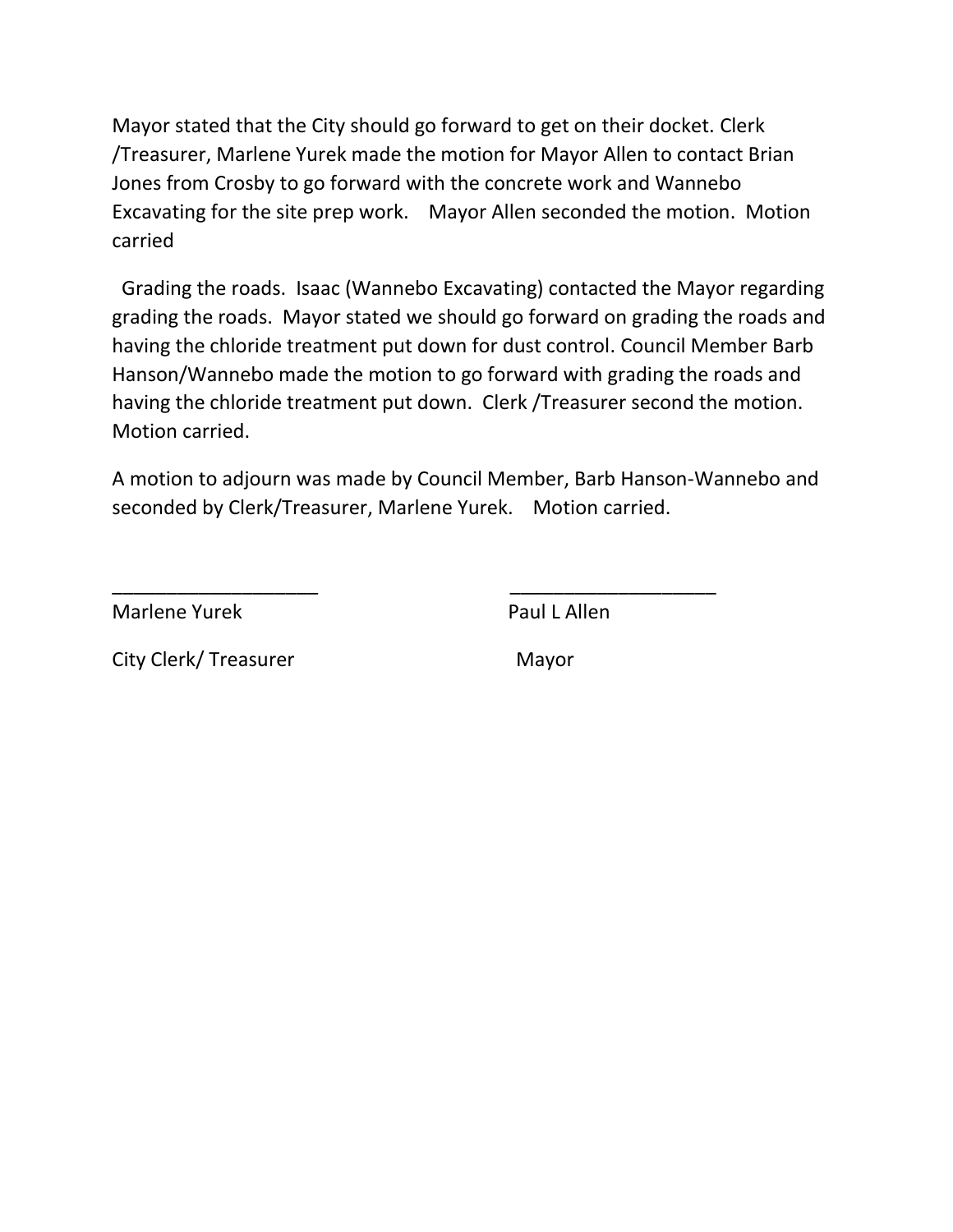Mayor stated that the City should go forward to get on their docket. Clerk /Treasurer, Marlene Yurek made the motion for Mayor Allen to contact Brian Jones from Crosby to go forward with the concrete work and Wannebo Excavating for the site prep work. Mayor Allen seconded the motion. Motion carried

Grading the roads. Isaac (Wannebo Excavating) contacted the Mayor regarding grading the roads. Mayor stated we should go forward on grading the roads and having the chloride treatment put down for dust control. Council Member Barb Hanson/Wannebo made the motion to go forward with grading the roads and having the chloride treatment put down. Clerk /Treasurer second the motion. Motion carried.

A motion to adjourn was made by Council Member, Barb Hanson-Wannebo and seconded by Clerk/Treasurer, Marlene Yurek. Motion carried.

| ___________________ | ___________________ |
|---|---|
| Marlene Yurek | Paul L Allen |
| City Clerk/ Treasurer | Mayor |